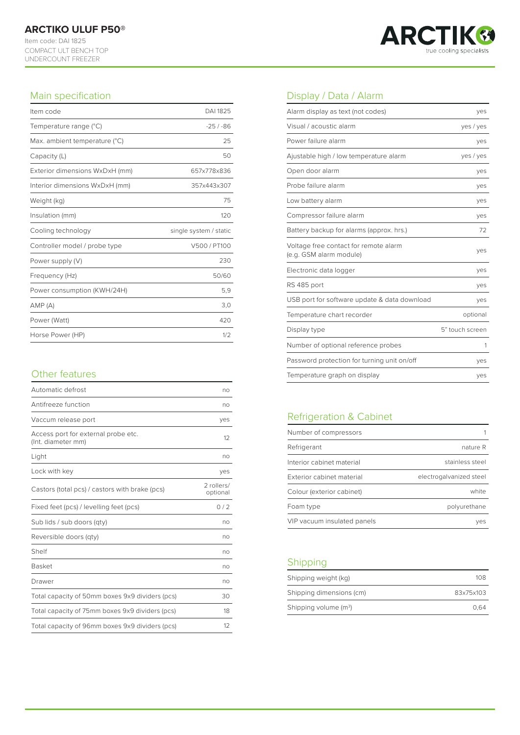# ARCTIKO ULUF P50®

Item code: DAI 1825
COMPACT ULT BENCH TOP
UNDERCOUNT FREEZER

ARCTIKO
true cooling specialists

## Main specification

| | |
|---|---|
| Item code | DAI 1825 |
| Temperature range (°C) | -25 / -86 |
| Max. ambient temperature (°C) | 25 |
| Capacity (L) | 50 |
| Exterior dimensions WxDxH (mm) | 657x778x836 |
| Interior dimensions WxDxH (mm) | 357x443x307 |
| Weight (kg) | 75 |
| Insulation (mm) | 120 |
| Cooling technology | single system / static |
| Controller model / probe type | V500 / PT100 |
| Power supply (V) | 230 |
| Frequency (Hz) | 50/60 |
| Power consumption (KWH/24H) | 5,9 |
| AMP (A) | 3,0 |
| Power (Watt) | 420 |
| Horse Power (HP) | 1/2 |

## Other features

| | |
|---|---|
| Automatic defrost | no |
| Antifreeze function | no |
| Vaccum release port | yes |
| Access port for external probe etc. (Int. diameter mm) | 12 |
| Light | no |
| Lock with key | yes |
| Castors (total pcs) / castors with brake (pcs) | 2 rollers/ optional |
| Fixed feet (pcs) / levelling feet (pcs) | 0 / 2 |
| Sub lids / sub doors (qty) | no |
| Reversible doors (qty) | no |
| Shelf | no |
| Basket | no |
| Drawer | no |
| Total capacity of 50mm boxes 9x9 dividers (pcs) | 30 |
| Total capacity of 75mm boxes 9x9 dividers (pcs) | 18 |
| Total capacity of 96mm boxes 9x9 dividers (pcs) | 12 |

## Display / Data / Alarm

| | |
|---|---|
| Alarm display as text (not codes) | yes |
| Visual / acoustic alarm | yes / yes |
| Power failure alarm | yes |
| Ajustable high / low temperature alarm | yes / yes |
| Open door alarm | yes |
| Probe failure alarm | yes |
| Low battery alarm | yes |
| Compressor failure alarm | yes |
| Battery backup for alarms (approx. hrs.) | 72 |
| Voltage free contact for remote alarm (e.g. GSM alarm module) | yes |
| Electronic data logger | yes |
| RS 485 port | yes |
| USB port for software update & data download | yes |
| Temperature chart recorder | optional |
| Display type | 5" touch screen |
| Number of optional reference probes | 1 |
| Password protection for turning unit on/off | yes |
| Temperature graph on display | yes |

## Refrigeration & Cabinet

| | |
|---|---|
| Number of compressors | 1 |
| Refrigerant | nature R |
| Interior cabinet material | stainless steel |
| Exterior cabinet material | electrogalvanized steel |
| Colour (exterior cabinet) | white |
| Foam type | polyurethane |
| VIP vacuum insulated panels | yes |

## Shipping

| | |
|---|---|
| Shipping weight (kg) | 108 |
| Shipping dimensions (cm) | 83x75x103 |
| Shipping volume ($m^3$) | 0,64 |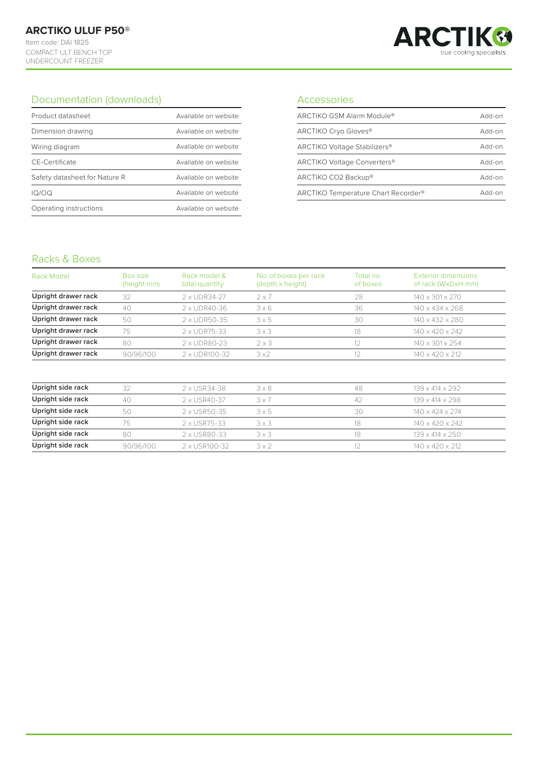# ARCTIKO ULUF P50®

Item code: DAI 1825
COMPACT ULT BENCH TOP
UNDERCOUNT FREEZER

ARCTIKO
true cooling specialists

## Documentation (downloads)

| | |
|---|---|
| Product datasheet | Available on website |
| Dimension drawing | Available on website |
| Wiring diagram | Available on website |
| CE-Certificate | Available on website |
| Safety datasheet for Nature R | Available on website |
| IQ/OQ | Available on website |
| Operating instructions | Available on website |

## Accessories

| | |
|---|---|
| ARCTIKO GSM Alarm Module® | Add-on |
| ARCTIKO Cryo Gloves® | Add-on |
| ARCTIKO Voltage Stabilizers® | Add-on |
| ARCTIKO Voltage Converters® | Add-on |
| ARCTIKO CO2 Backup® | Add-on |
| ARCTIKO Temperature Chart Recorder® | Add-on |

## Racks & Boxes

| Rack Model | Box size (height mm) | Rack model & total quantity | No. of boxes per rack (depth x height) | Total no. of boxes | Exterior dimensions of rack (WxDxH mm) |
|---|---|---|---|---|---|
| **Upright drawer rack** | 32 | 2 x UDR34-27 | 2 x 7 | 28 | 140 x 301 x 270 |
| **Upright drawer rack** | 40 | 2 x UDR40-36 | 3 x 6 | 36 | 140 x 434 x 268 |
| **Upright drawer rack** | 50 | 2 x UDR50-35 | 3 x 5 | 30 | 140 x 432 x 280 |
| **Upright drawer rack** | 75 | 2 x UDR75-33 | 3 x 3 | 18 | 140 x 420 x 242 |
| **Upright drawer rack** | 80 | 2 x UDR80-23 | 2 x 3 | 12 | 140 x 301 x 254 |
| **Upright drawer rack** | 90/96/100 | 2 x UDR100-32 | 3 x2 | 12 | 140 x 420 x 212 |
| **Upright side rack** | 32 | 2 x USR34-38 | 3 x 8 | 48 | 139 x 414 x 292 |
| **Upright side rack** | 40 | 2 x USR40-37 | 3 x 7 | 42 | 139 x 414 x 298 |
| **Upright side rack** | 50 | 2 x USR50-35 | 3 x 5 | 30 | 140 x 424 x 274 |
| **Upright side rack** | 75 | 2 x USR75-33 | 3 x 3 | 18 | 140 x 420 x 242 |
| **Upright side rack** | 80 | 2 x USR80-33 | 3 x 3 | 18 | 139 x 414 x 250 |
| **Upright side rack** | 90/96/100 | 2 x USR100-32 | 3 x 2 | 12 | 140 x 420 x 212 |